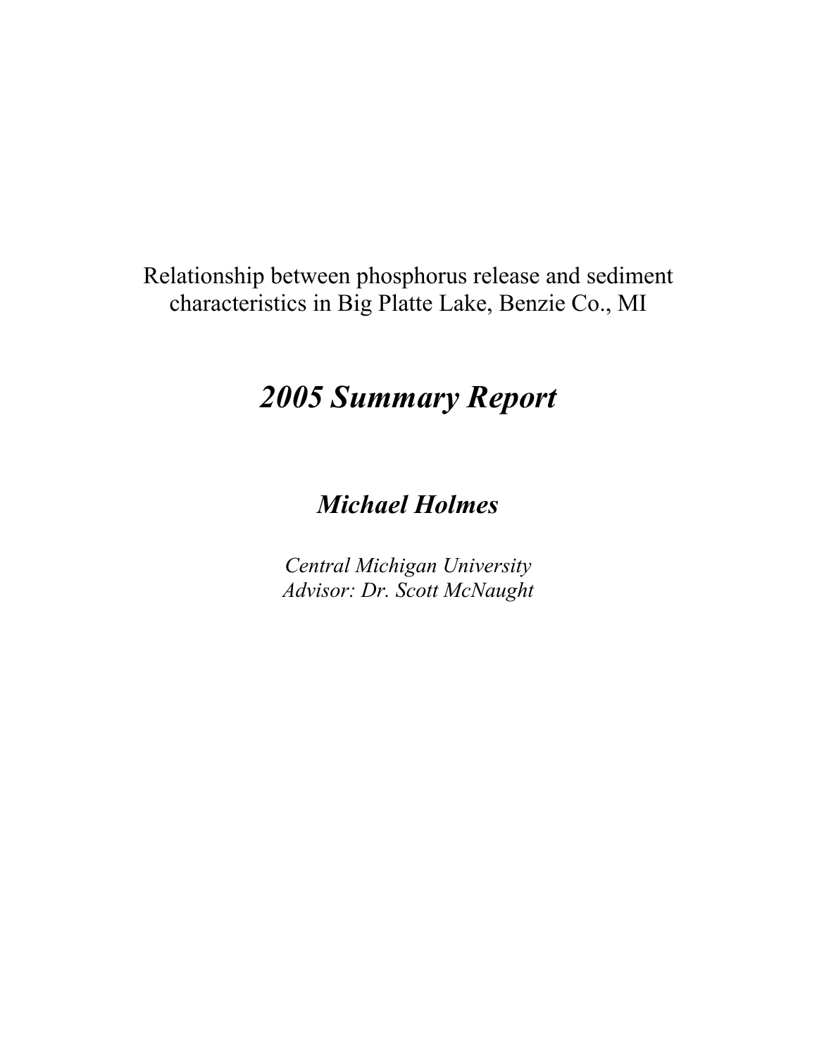Relationship between phosphorus release and sediment characteristics in Big Platte Lake, Benzie Co., MI

# *2005 Summary Report*

## *Michael Holmes*

*Central Michigan University*
*Advisor: Dr. Scott McNaught*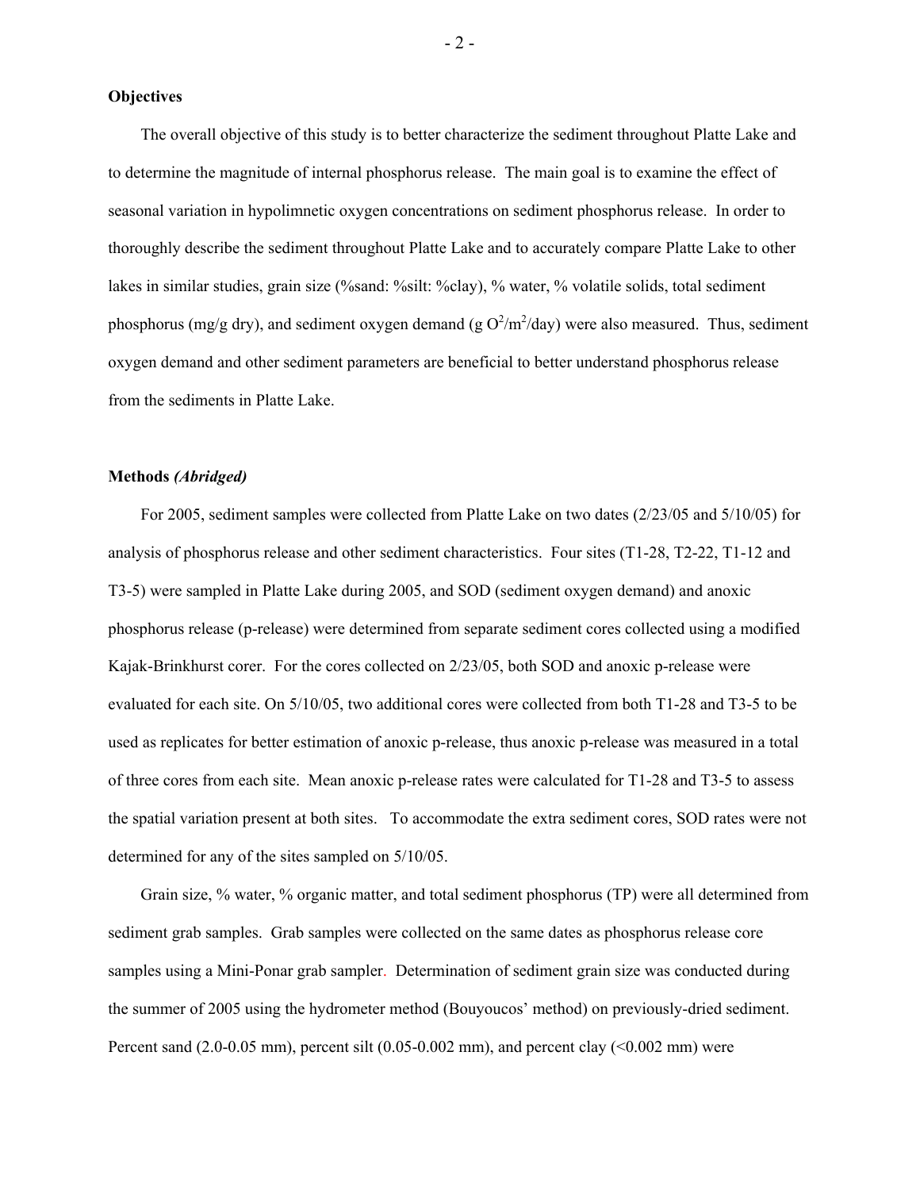**Objectives**

The overall objective of this study is to better characterize the sediment throughout Platte Lake and to determine the magnitude of internal phosphorus release. The main goal is to examine the effect of seasonal variation in hypolimnetic oxygen concentrations on sediment phosphorus release. In order to thoroughly describe the sediment throughout Platte Lake and to accurately compare Platte Lake to other lakes in similar studies, grain size (%sand: %silt: %clay), % water, % volatile solids, total sediment phosphorus (mg/g dry), and sediment oxygen demand (g $O^2/m^2$/day) were also measured. Thus, sediment oxygen demand and other sediment parameters are beneficial to better understand phosphorus release from the sediments in Platte Lake.

**Methods** ***(Abridged)***

For 2005, sediment samples were collected from Platte Lake on two dates (2/23/05 and 5/10/05) for analysis of phosphorus release and other sediment characteristics. Four sites (T1-28, T2-22, T1-12 and T3-5) were sampled in Platte Lake during 2005, and SOD (sediment oxygen demand) and anoxic phosphorus release (p-release) were determined from separate sediment cores collected using a modified Kajak-Brinkhurst corer. For the cores collected on 2/23/05, both SOD and anoxic p-release were evaluated for each site. On 5/10/05, two additional cores were collected from both T1-28 and T3-5 to be used as replicates for better estimation of anoxic p-release, thus anoxic p-release was measured in a total of three cores from each site. Mean anoxic p-release rates were calculated for T1-28 and T3-5 to assess the spatial variation present at both sites. To accommodate the extra sediment cores, SOD rates were not determined for any of the sites sampled on 5/10/05.

Grain size, % water, % organic matter, and total sediment phosphorus (TP) were all determined from sediment grab samples. Grab samples were collected on the same dates as phosphorus release core samples using a Mini-Ponar grab sampler. Determination of sediment grain size was conducted during the summer of 2005 using the hydrometer method (Bouyoucos' method) on previously-dried sediment. Percent sand (2.0-0.05 mm), percent silt (0.05-0.002 mm), and percent clay (<0.002 mm) were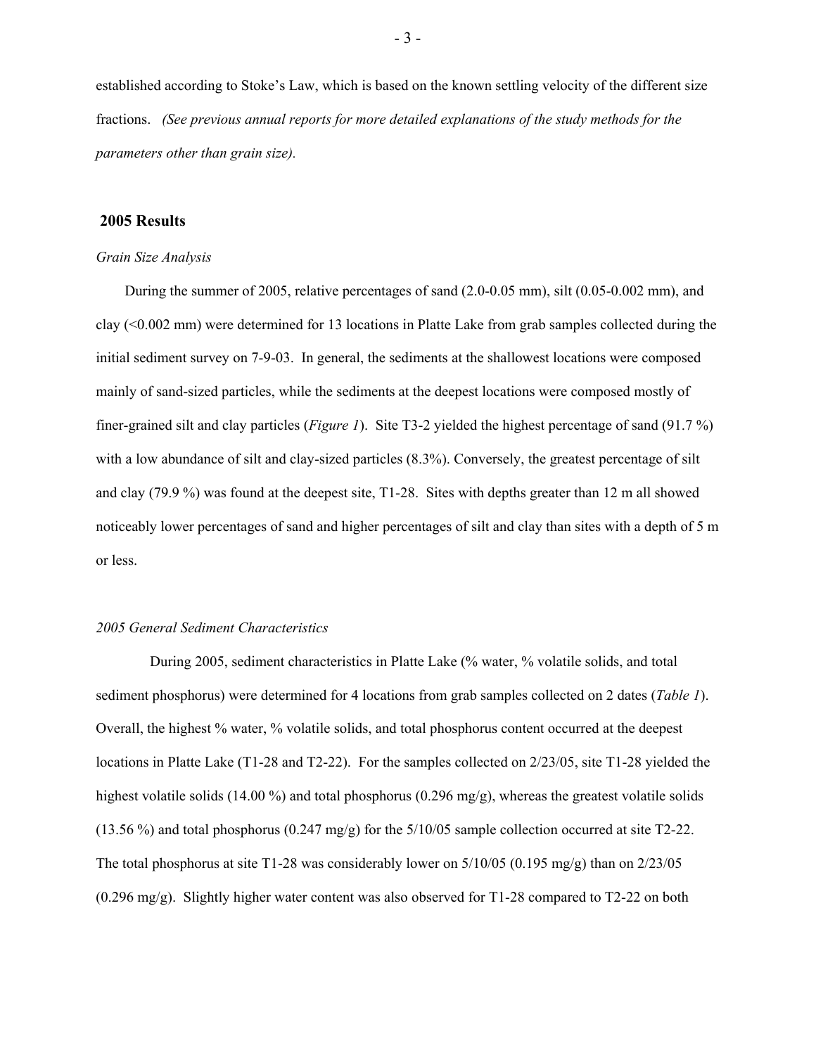established according to Stoke's Law, which is based on the known settling velocity of the different size fractions. *(See previous annual reports for more detailed explanations of the study methods for the parameters other than grain size).*

## 2005 Results

*Grain Size Analysis*

During the summer of 2005, relative percentages of sand (2.0-0.05 mm), silt (0.05-0.002 mm), and clay (<0.002 mm) were determined for 13 locations in Platte Lake from grab samples collected during the initial sediment survey on 7-9-03. In general, the sediments at the shallowest locations were composed mainly of sand-sized particles, while the sediments at the deepest locations were composed mostly of finer-grained silt and clay particles (*Figure 1*). Site T3-2 yielded the highest percentage of sand (91.7 %) with a low abundance of silt and clay-sized particles (8.3%). Conversely, the greatest percentage of silt and clay (79.9 %) was found at the deepest site, T1-28. Sites with depths greater than 12 m all showed noticeably lower percentages of sand and higher percentages of silt and clay than sites with a depth of 5 m or less.

*2005 General Sediment Characteristics*

During 2005, sediment characteristics in Platte Lake (% water, % volatile solids, and total sediment phosphorus) were determined for 4 locations from grab samples collected on 2 dates (*Table 1*). Overall, the highest % water, % volatile solids, and total phosphorus content occurred at the deepest locations in Platte Lake (T1-28 and T2-22). For the samples collected on 2/23/05, site T1-28 yielded the highest volatile solids (14.00 %) and total phosphorus (0.296 mg/g), whereas the greatest volatile solids (13.56 %) and total phosphorus (0.247 mg/g) for the 5/10/05 sample collection occurred at site T2-22. The total phosphorus at site T1-28 was considerably lower on 5/10/05 (0.195 mg/g) than on 2/23/05 (0.296 mg/g). Slightly higher water content was also observed for T1-28 compared to T2-22 on both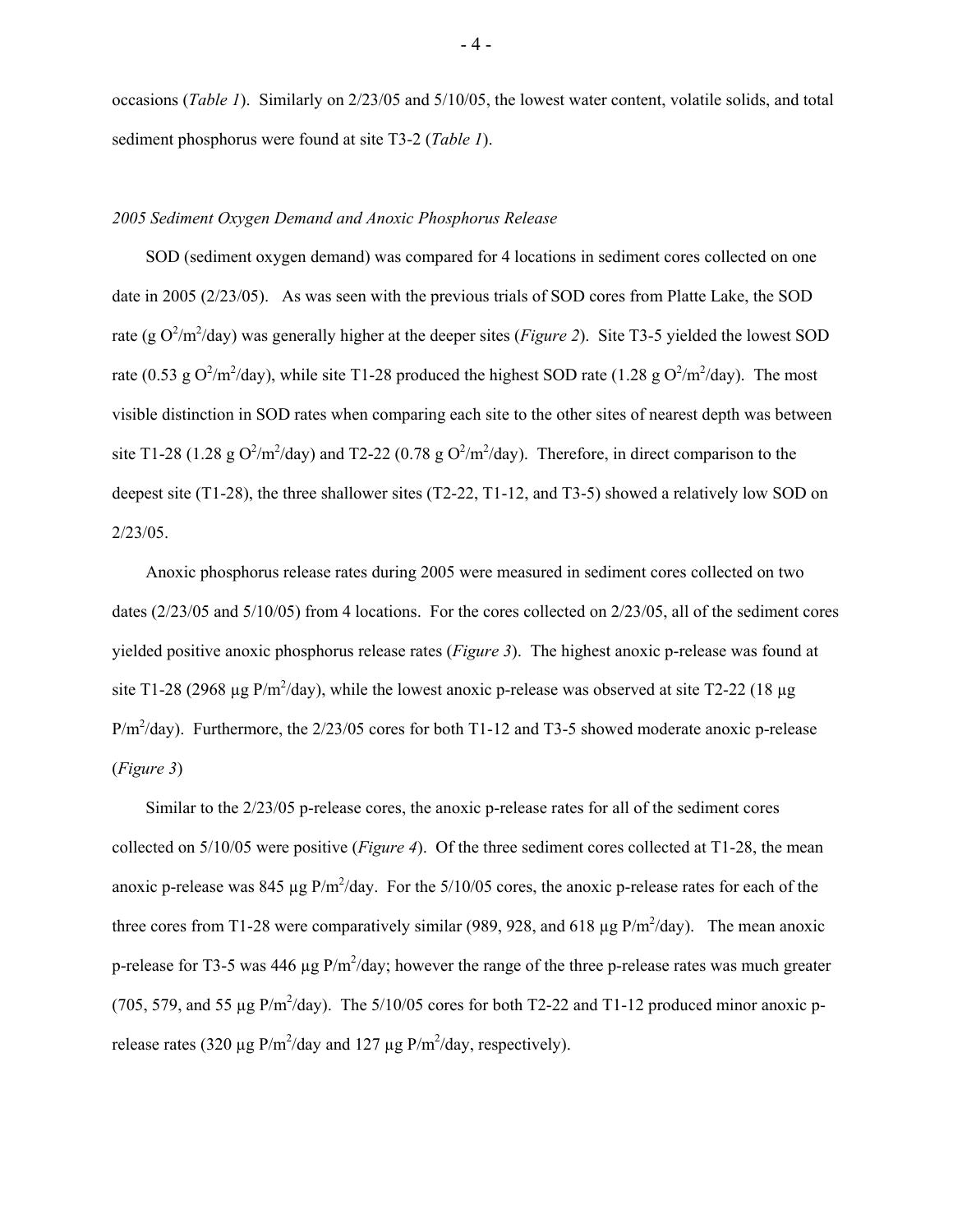occasions (*Table 1*). Similarly on 2/23/05 and 5/10/05, the lowest water content, volatile solids, and total sediment phosphorus were found at site T3-2 (*Table 1*).

### *2005 Sediment Oxygen Demand and Anoxic Phosphorus Release*

SOD (sediment oxygen demand) was compared for 4 locations in sediment cores collected on one date in 2005 (2/23/05). As was seen with the previous trials of SOD cores from Platte Lake, the SOD rate (g $O^2/m^2$/day) was generally higher at the deeper sites (*Figure 2*). Site T3-5 yielded the lowest SOD rate (0.53 g $O^2/m^2$/day), while site T1-28 produced the highest SOD rate (1.28 g $O^2/m^2$/day). The most visible distinction in SOD rates when comparing each site to the other sites of nearest depth was between site T1-28 (1.28 g $O^2/m^2$/day) and T2-22 (0.78 g $O^2/m^2$/day). Therefore, in direct comparison to the deepest site (T1-28), the three shallower sites (T2-22, T1-12, and T3-5) showed a relatively low SOD on 2/23/05.

Anoxic phosphorus release rates during 2005 were measured in sediment cores collected on two dates (2/23/05 and 5/10/05) from 4 locations. For the cores collected on 2/23/05, all of the sediment cores yielded positive anoxic phosphorus release rates (*Figure 3*). The highest anoxic p-release was found at site T1-28 (2968 µg $P/m^2$/day), while the lowest anoxic p-release was observed at site T2-22 (18 µg $P/m^2$/day). Furthermore, the 2/23/05 cores for both T1-12 and T3-5 showed moderate anoxic p-release (*Figure 3*)

Similar to the 2/23/05 p-release cores, the anoxic p-release rates for all of the sediment cores collected on 5/10/05 were positive (*Figure 4*). Of the three sediment cores collected at T1-28, the mean anoxic p-release was 845 µg $P/m^2$/day. For the 5/10/05 cores, the anoxic p-release rates for each of the three cores from T1-28 were comparatively similar (989, 928, and 618 µg $P/m^2$/day). The mean anoxic p-release for T3-5 was 446 µg $P/m^2$/day; however the range of the three p-release rates was much greater (705, 579, and 55 µg $P/m^2$/day). The 5/10/05 cores for both T2-22 and T1-12 produced minor anoxic p-release rates (320 µg $P/m^2$/day and 127 µg $P/m^2$/day, respectively).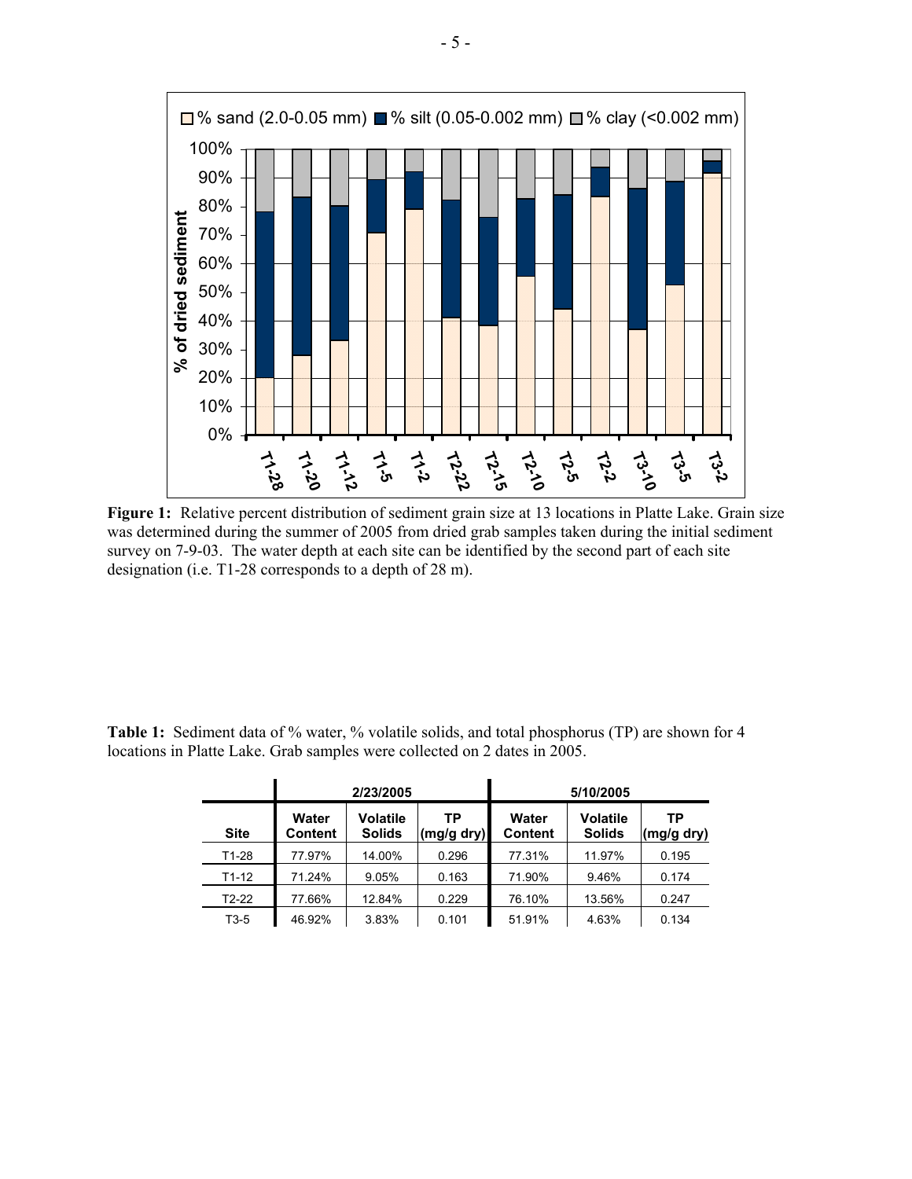**Figure 1:** Relative percent distribution of sediment grain size at 13 locations in Platte Lake. Grain size was determined during the summer of 2005 from dried grab samples taken during the initial sediment survey on 7-9-03. The water depth at each site can be identified by the second part of each site designation (i.e. T1-28 corresponds to a depth of 28 m).

**Table 1:** Sediment data of % water, % volatile solids, and total phosphorus (TP) are shown for 4 locations in Platte Lake. Grab samples were collected on 2 dates in 2005.

| | 2/23/2005 | | | 5/10/2005 | | |
|---|---|---|---|---|---|---|
| **Site** | **Water Content** | **Volatile Solids** | **TP (mg/g dry)** | **Water Content** | **Volatile Solids** | **TP (mg/g dry)** |
| T1-28 | 77.97% | 14.00% | 0.296 | 77.31% | 11.97% | 0.195 |
| T1-12 | 71.24% | 9.05% | 0.163 | 71.90% | 9.46% | 0.174 |
| T2-22 | 77.66% | 12.84% | 0.229 | 76.10% | 13.56% | 0.247 |
| T3-5 | 46.92% | 3.83% | 0.101 | 51.91% | 4.63% | 0.134 |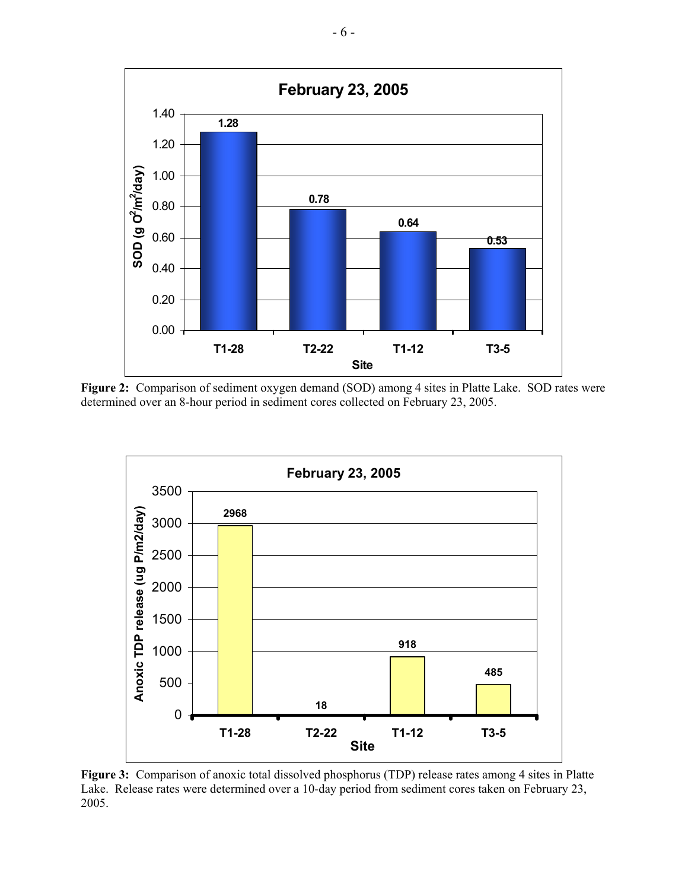**Figure 2:** Comparison of sediment oxygen demand (SOD) among 4 sites in Platte Lake. SOD rates were determined over an 8-hour period in sediment cores collected on February 23, 2005.

**Figure 3:** Comparison of anoxic total dissolved phosphorus (TDP) release rates among 4 sites in Platte Lake. Release rates were determined over a 10-day period from sediment cores taken on February 23, 2005.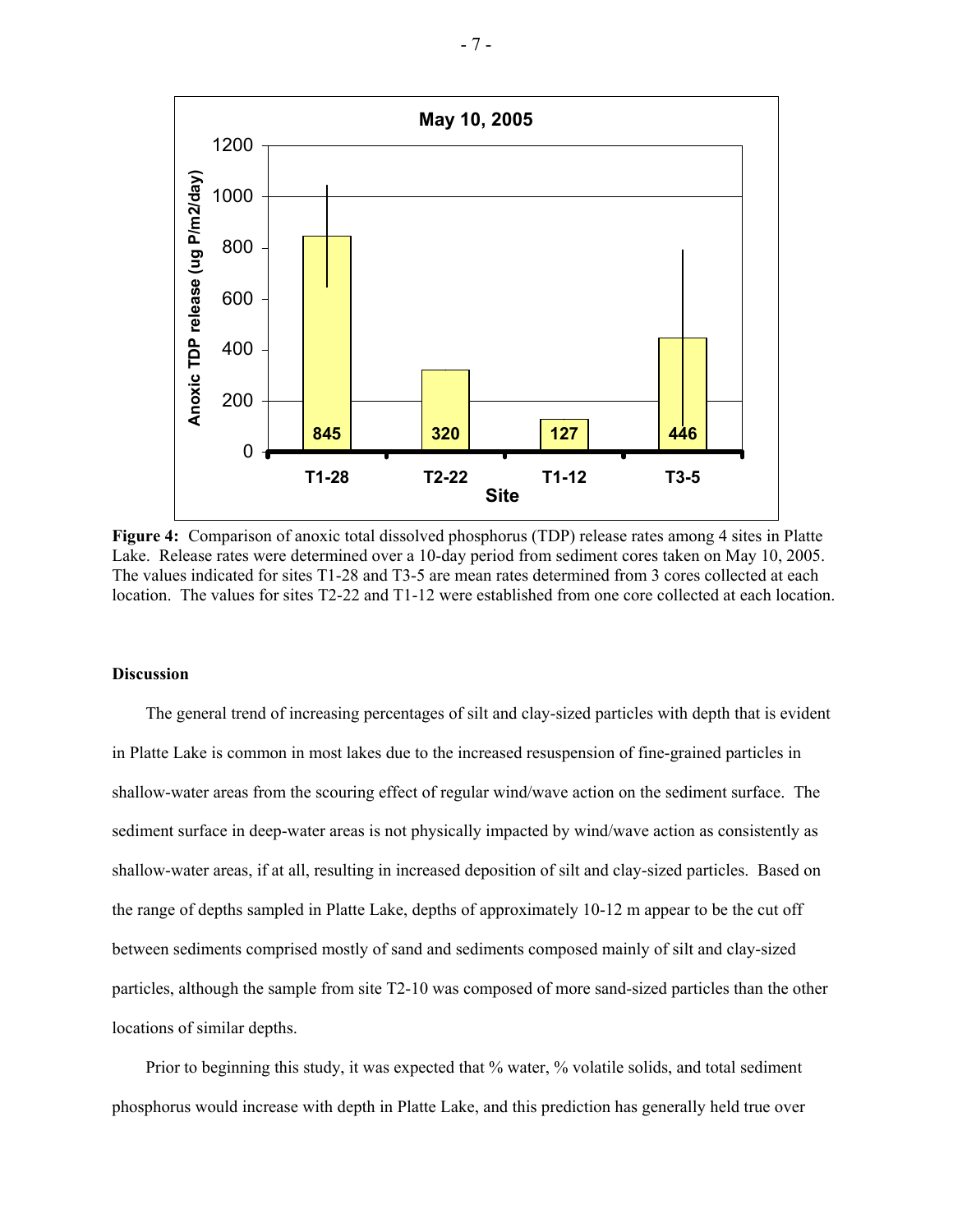**Figure 4:** Comparison of anoxic total dissolved phosphorus (TDP) release rates among 4 sites in Platte Lake. Release rates were determined over a 10-day period from sediment cores taken on May 10, 2005. The values indicated for sites T1-28 and T3-5 are mean rates determined from 3 cores collected at each location. The values for sites T2-22 and T1-12 were established from one core collected at each location.

**Discussion**

The general trend of increasing percentages of silt and clay-sized particles with depth that is evident in Platte Lake is common in most lakes due to the increased resuspension of fine-grained particles in shallow-water areas from the scouring effect of regular wind/wave action on the sediment surface. The sediment surface in deep-water areas is not physically impacted by wind/wave action as consistently as shallow-water areas, if at all, resulting in increased deposition of silt and clay-sized particles. Based on the range of depths sampled in Platte Lake, depths of approximately 10-12 m appear to be the cut off between sediments comprised mostly of sand and sediments composed mainly of silt and clay-sized particles, although the sample from site T2-10 was composed of more sand-sized particles than the other locations of similar depths.

Prior to beginning this study, it was expected that % water, % volatile solids, and total sediment phosphorus would increase with depth in Platte Lake, and this prediction has generally held true over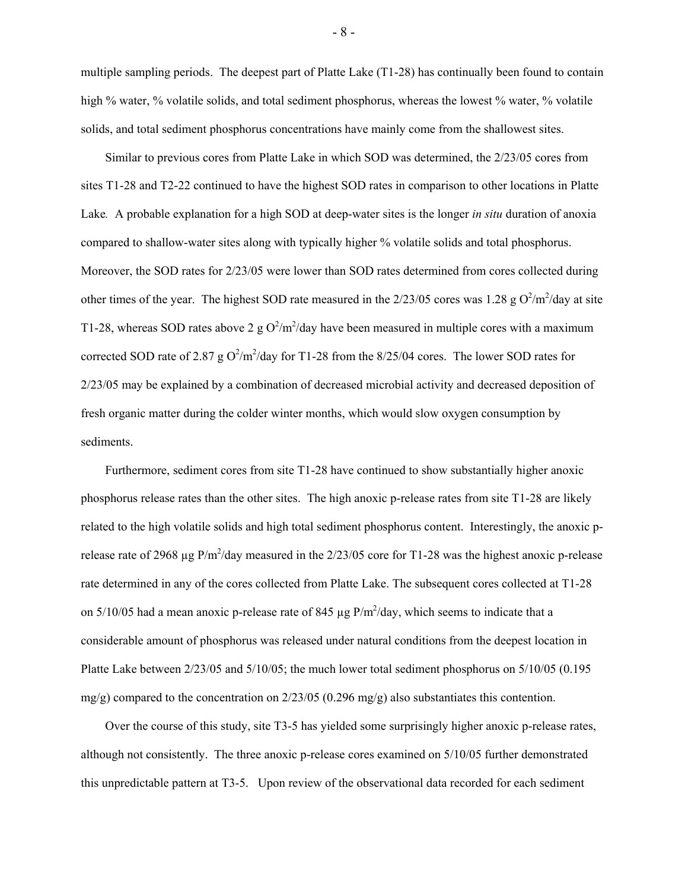multiple sampling periods. The deepest part of Platte Lake (T1-28) has continually been found to contain high % water, % volatile solids, and total sediment phosphorus, whereas the lowest % water, % volatile solids, and total sediment phosphorus concentrations have mainly come from the shallowest sites.

Similar to previous cores from Platte Lake in which SOD was determined, the 2/23/05 cores from sites T1-28 and T2-22 continued to have the highest SOD rates in comparison to other locations in Platte Lake*.* A probable explanation for a high SOD at deep-water sites is the longer *in situ* duration of anoxia compared to shallow-water sites along with typically higher % volatile solids and total phosphorus. Moreover, the SOD rates for 2/23/05 were lower than SOD rates determined from cores collected during other times of the year. The highest SOD rate measured in the 2/23/05 cores was 1.28 g $O^2/m^2$/day at site T1-28, whereas SOD rates above 2 g $O^2/m^2$/day have been measured in multiple cores with a maximum corrected SOD rate of 2.87 g $O^2/m^2$/day for T1-28 from the 8/25/04 cores. The lower SOD rates for 2/23/05 may be explained by a combination of decreased microbial activity and decreased deposition of fresh organic matter during the colder winter months, which would slow oxygen consumption by sediments.

Furthermore, sediment cores from site T1-28 have continued to show substantially higher anoxic phosphorus release rates than the other sites. The high anoxic p-release rates from site T1-28 are likely related to the high volatile solids and high total sediment phosphorus content. Interestingly, the anoxic p-release rate of 2968 µg $P/m^2$/day measured in the 2/23/05 core for T1-28 was the highest anoxic p-release rate determined in any of the cores collected from Platte Lake. The subsequent cores collected at T1-28 on 5/10/05 had a mean anoxic p-release rate of 845 µg $P/m^2$/day, which seems to indicate that a considerable amount of phosphorus was released under natural conditions from the deepest location in Platte Lake between 2/23/05 and 5/10/05; the much lower total sediment phosphorus on 5/10/05 (0.195 mg/g) compared to the concentration on 2/23/05 (0.296 mg/g) also substantiates this contention.

Over the course of this study, site T3-5 has yielded some surprisingly higher anoxic p-release rates, although not consistently. The three anoxic p-release cores examined on 5/10/05 further demonstrated this unpredictable pattern at T3-5. Upon review of the observational data recorded for each sediment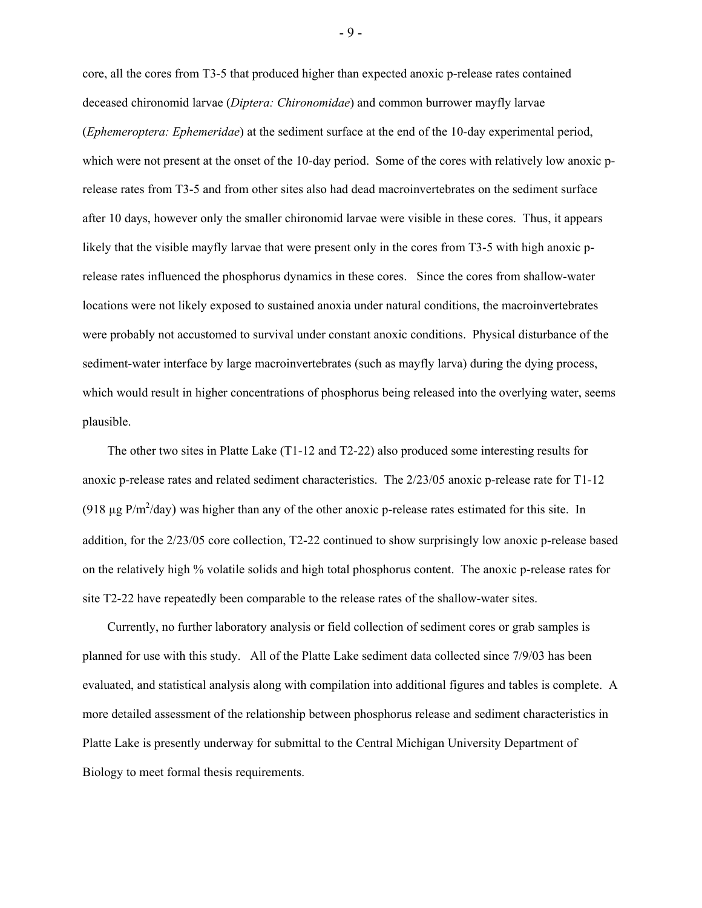core, all the cores from T3-5 that produced higher than expected anoxic p-release rates contained deceased chironomid larvae (*Diptera: Chironomidae*) and common burrower mayfly larvae (*Ephemeroptera: Ephemeridae*) at the sediment surface at the end of the 10-day experimental period, which were not present at the onset of the 10-day period. Some of the cores with relatively low anoxic p-release rates from T3-5 and from other sites also had dead macroinvertebrates on the sediment surface after 10 days, however only the smaller chironomid larvae were visible in these cores. Thus, it appears likely that the visible mayfly larvae that were present only in the cores from T3-5 with high anoxic p-release rates influenced the phosphorus dynamics in these cores. Since the cores from shallow-water locations were not likely exposed to sustained anoxia under natural conditions, the macroinvertebrates were probably not accustomed to survival under constant anoxic conditions. Physical disturbance of the sediment-water interface by large macroinvertebrates (such as mayfly larva) during the dying process, which would result in higher concentrations of phosphorus being released into the overlying water, seems plausible.

The other two sites in Platte Lake (T1-12 and T2-22) also produced some interesting results for anoxic p-release rates and related sediment characteristics. The 2/23/05 anoxic p-release rate for T1-12 (918 µg P/m$^2$/day) was higher than any of the other anoxic p-release rates estimated for this site. In addition, for the 2/23/05 core collection, T2-22 continued to show surprisingly low anoxic p-release based on the relatively high % volatile solids and high total phosphorus content. The anoxic p-release rates for site T2-22 have repeatedly been comparable to the release rates of the shallow-water sites.

Currently, no further laboratory analysis or field collection of sediment cores or grab samples is planned for use with this study. All of the Platte Lake sediment data collected since 7/9/03 has been evaluated, and statistical analysis along with compilation into additional figures and tables is complete. A more detailed assessment of the relationship between phosphorus release and sediment characteristics in Platte Lake is presently underway for submittal to the Central Michigan University Department of Biology to meet formal thesis requirements.